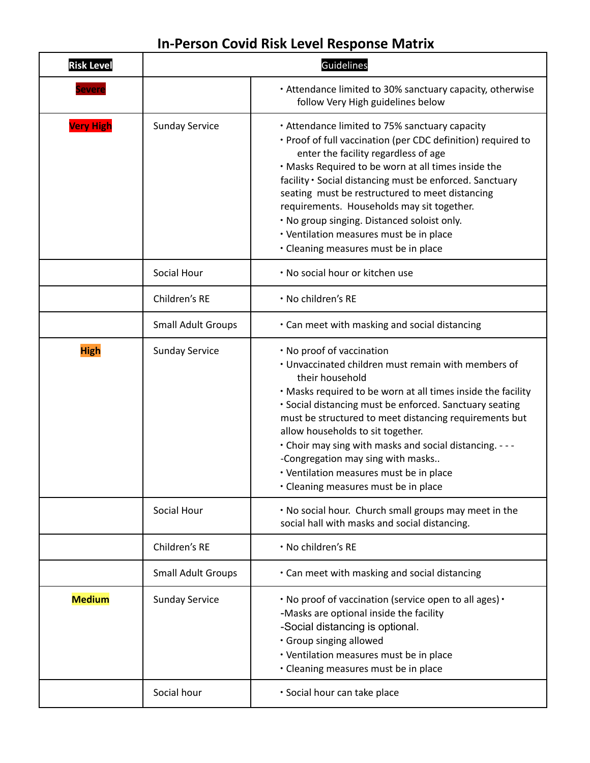# In-Person Covid Risk Level Response Matrix

| Risk Level | Guidelines | |
|---|---|---|
| Severe | | • Attendance limited to 30% sanctuary capacity, otherwise follow Very High guidelines below |
| Very High | Sunday Service | • Attendance limited to 75% sanctuary capacity<br>• Proof of full vaccination (per CDC definition) required to enter the facility regardless of age<br>• Masks Required to be worn at all times inside the facility • Social distancing must be enforced. Sanctuary seating must be restructured to meet distancing requirements. Households may sit together.<br>• No group singing. Distanced soloist only.<br>• Ventilation measures must be in place<br>• Cleaning measures must be in place |
| | Social Hour | • No social hour or kitchen use |
| | Children's RE | • No children's RE |
| | Small Adult Groups | • Can meet with masking and social distancing |
| High | Sunday Service | • No proof of vaccination<br>• Unvaccinated children must remain with members of their household<br>• Masks required to be worn at all times inside the facility<br>• Social distancing must be enforced. Sanctuary seating must be structured to meet distancing requirements but allow households to sit together.<br>• Choir may sing with masks and social distancing. - - - -Congregation may sing with masks..<br>• Ventilation measures must be in place<br>• Cleaning measures must be in place |
| | Social Hour | • No social hour. Church small groups may meet in the social hall with masks and social distancing. |
| | Children's RE | • No children's RE |
| | Small Adult Groups | • Can meet with masking and social distancing |
| Medium | Sunday Service | • No proof of vaccination (service open to all ages) •<br>-Masks are optional inside the facility<br>-Social distancing is optional.<br>• Group singing allowed<br>• Ventilation measures must be in place<br>• Cleaning measures must be in place |
| | Social hour | • Social hour can take place |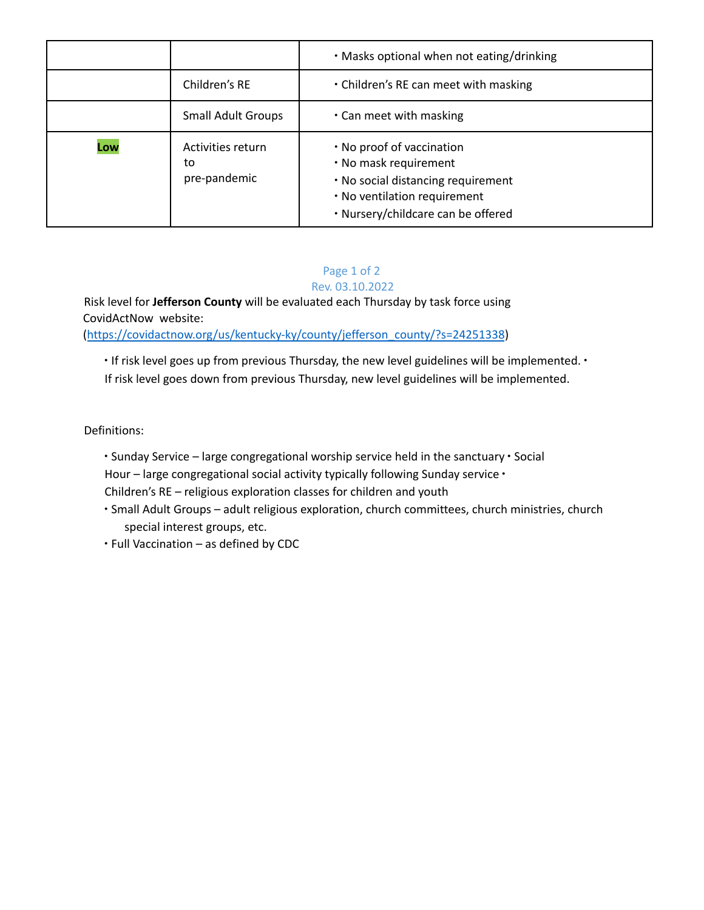|  |  | • Masks optional when not eating/drinking |
|---|---|---|
|  | Children's RE | • Children's RE can meet with masking |
|  | Small Adult Groups | • Can meet with masking |
| **Low** | Activities return to pre-pandemic | • No proof of vaccination<br>• No mask requirement<br>• No social distancing requirement<br>• No ventilation requirement<br>• Nursery/childcare can be offered |

Rev. 03.10.2022

Risk level for **Jefferson County** will be evaluated each Thursday by task force using CovidActNow website: (https://covidactnow.org/us/kentucky-ky/county/jefferson_county/?s=24251338)

- If risk level goes up from previous Thursday, the new level guidelines will be implemented.
- If risk level goes down from previous Thursday, new level guidelines will be implemented.

Definitions:

- Sunday Service – large congregational worship service held in the sanctuary
- Social Hour – large congregational social activity typically following Sunday service
- Children's RE – religious exploration classes for children and youth
- Small Adult Groups – adult religious exploration, church committees, church ministries, church special interest groups, etc.
- Full Vaccination – as defined by CDC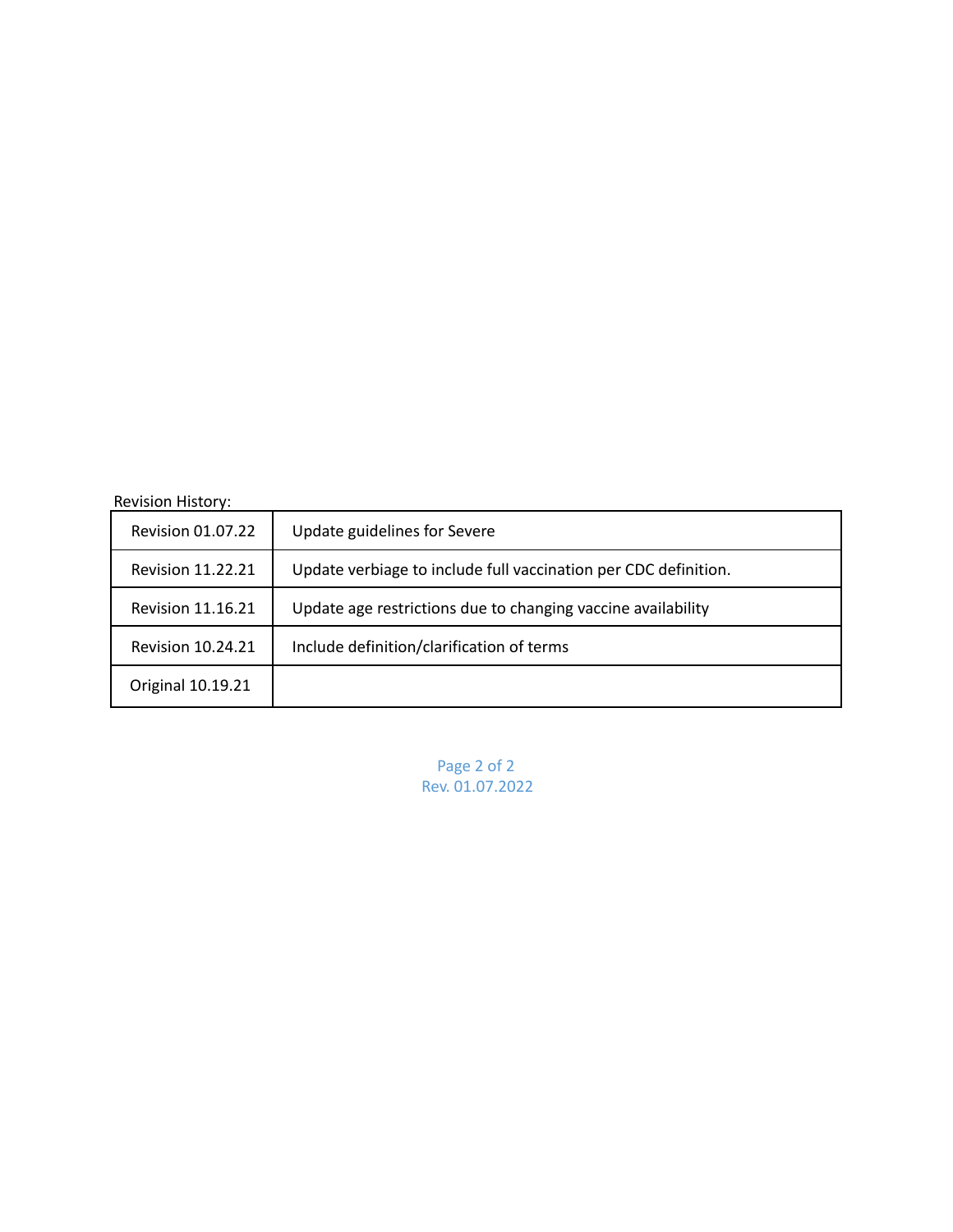Revision History:

| | |
|---|---|
| Revision 01.07.22 | Update guidelines for Severe |
| Revision 11.22.21 | Update verbiage to include full vaccination per CDC definition. |
| Revision 11.16.21 | Update age restrictions due to changing vaccine availability |
| Revision 10.24.21 | Include definition/clarification of terms |
| Original 10.19.21 | |